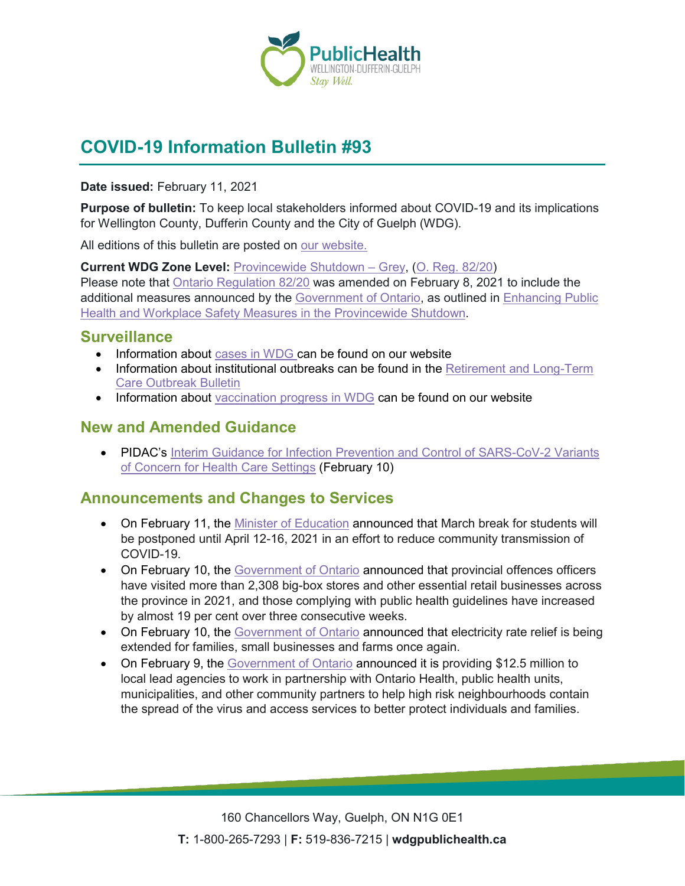# COVID-19 Information Bulletin #93

**Date issued:** February 11, 2021

**Purpose of bulletin:** To keep local stakeholders informed about COVID-19 and its implications for Wellington County, Dufferin County and the City of Guelph (WDG).

All editions of this bulletin are posted on our website.

**Current WDG Zone Level:** Provincewide Shutdown – Grey, (O. Reg. 82/20)
Please note that Ontario Regulation 82/20 was amended on February 8, 2021 to include the additional measures announced by the Government of Ontario, as outlined in Enhancing Public Health and Workplace Safety Measures in the Provincewide Shutdown.

## Surveillance

- Information about cases in WDG can be found on our website
- Information about institutional outbreaks can be found in the Retirement and Long-Term Care Outbreak Bulletin
- Information about vaccination progress in WDG can be found on our website

## New and Amended Guidance

- PIDAC's Interim Guidance for Infection Prevention and Control of SARS-CoV-2 Variants of Concern for Health Care Settings (February 10)

## Announcements and Changes to Services

- On February 11, the Minister of Education announced that March break for students will be postponed until April 12-16, 2021 in an effort to reduce community transmission of COVID-19.
- On February 10, the Government of Ontario announced that provincial offences officers have visited more than 2,308 big-box stores and other essential retail businesses across the province in 2021, and those complying with public health guidelines have increased by almost 19 per cent over three consecutive weeks.
- On February 10, the Government of Ontario announced that electricity rate relief is being extended for families, small businesses and farms once again.
- On February 9, the Government of Ontario announced it is providing $12.5 million to local lead agencies to work in partnership with Ontario Health, public health units, municipalities, and other community partners to help high risk neighbourhoods contain the spread of the virus and access services to better protect individuals and families.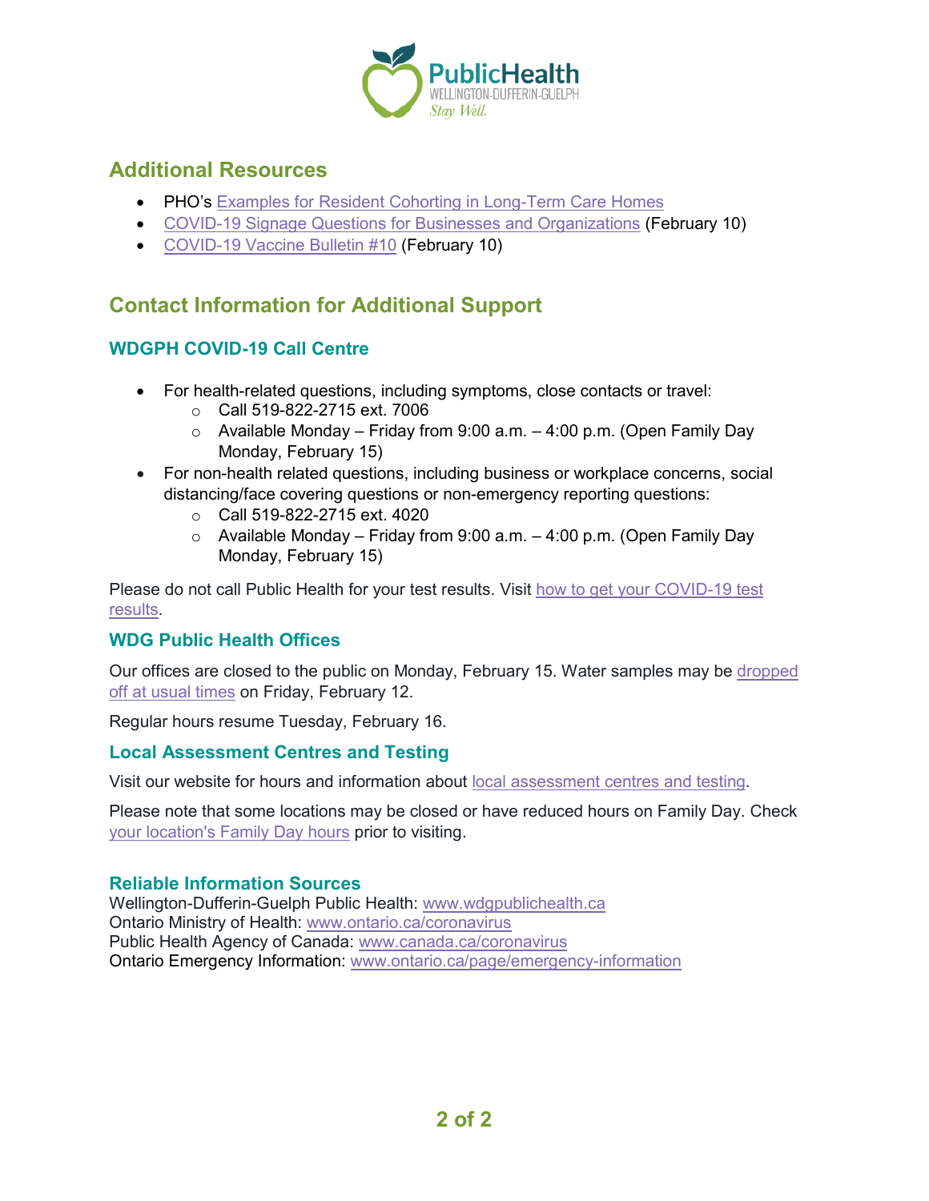## Additional Resources

- PHO's Examples for Resident Cohorting in Long-Term Care Homes
- COVID-19 Signage Questions for Businesses and Organizations (February 10)
- COVID-19 Vaccine Bulletin #10 (February 10)

## Contact Information for Additional Support

### WDGPH COVID-19 Call Centre

- For health-related questions, including symptoms, close contacts or travel:
  - Call 519-822-2715 ext. 7006
  - Available Monday – Friday from 9:00 a.m. – 4:00 p.m. (Open Family Day Monday, February 15)
- For non-health related questions, including business or workplace concerns, social distancing/face covering questions or non-emergency reporting questions:
  - Call 519-822-2715 ext. 4020
  - Available Monday – Friday from 9:00 a.m. – 4:00 p.m. (Open Family Day Monday, February 15)

Please do not call Public Health for your test results. Visit how to get your COVID-19 test results.

### WDG Public Health Offices

Our offices are closed to the public on Monday, February 15. Water samples may be dropped off at usual times on Friday, February 12.

Regular hours resume Tuesday, February 16.

### Local Assessment Centres and Testing

Visit our website for hours and information about local assessment centres and testing.

Please note that some locations may be closed or have reduced hours on Family Day. Check your location's Family Day hours prior to visiting.

### Reliable Information Sources

Wellington-Dufferin-Guelph Public Health: www.wdgpublichealth.ca
Ontario Ministry of Health: www.ontario.ca/coronavirus
Public Health Agency of Canada: www.canada.ca/coronavirus
Ontario Emergency Information: www.ontario.ca/page/emergency-information